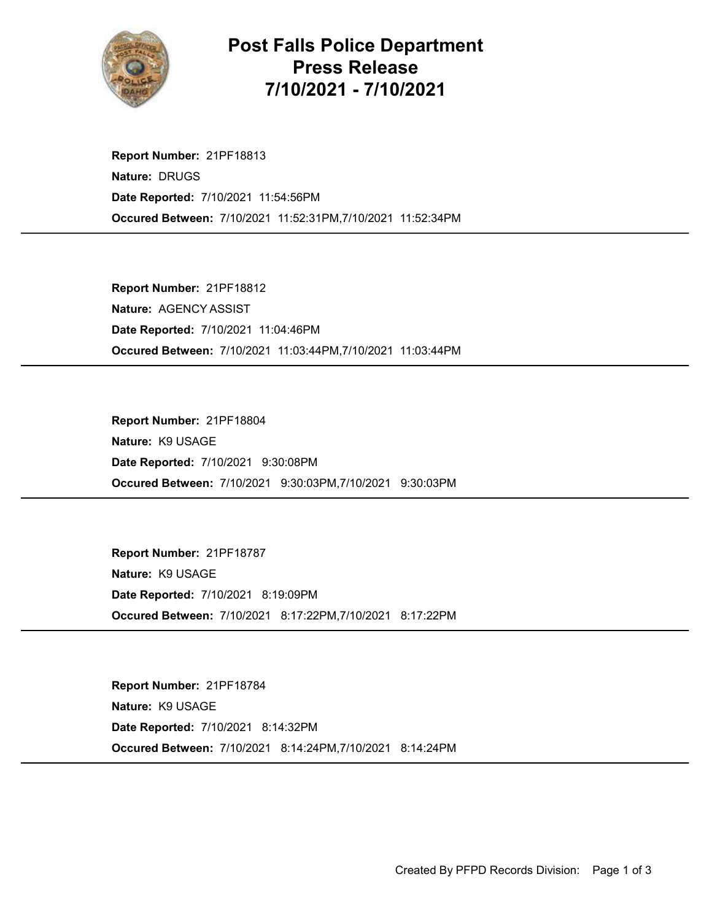# Post Falls Police Department
## Press Release
## 7/10/2021 - 7/10/2021

**Report Number:** 21PF18813
**Nature:** DRUGS
**Date Reported:** 7/10/2021 11:54:56PM
**Occured Between:** 7/10/2021 11:52:31PM,7/10/2021 11:52:34PM

---

**Report Number:** 21PF18812
**Nature:** AGENCY ASSIST
**Date Reported:** 7/10/2021 11:04:46PM
**Occured Between:** 7/10/2021 11:03:44PM,7/10/2021 11:03:44PM

---

**Report Number:** 21PF18804
**Nature:** K9 USAGE
**Date Reported:** 7/10/2021 9:30:08PM
**Occured Between:** 7/10/2021 9:30:03PM,7/10/2021 9:30:03PM

---

**Report Number:** 21PF18787
**Nature:** K9 USAGE
**Date Reported:** 7/10/2021 8:19:09PM
**Occured Between:** 7/10/2021 8:17:22PM,7/10/2021 8:17:22PM

---

**Report Number:** 21PF18784
**Nature:** K9 USAGE
**Date Reported:** 7/10/2021 8:14:32PM
**Occured Between:** 7/10/2021 8:14:24PM,7/10/2021 8:14:24PM

---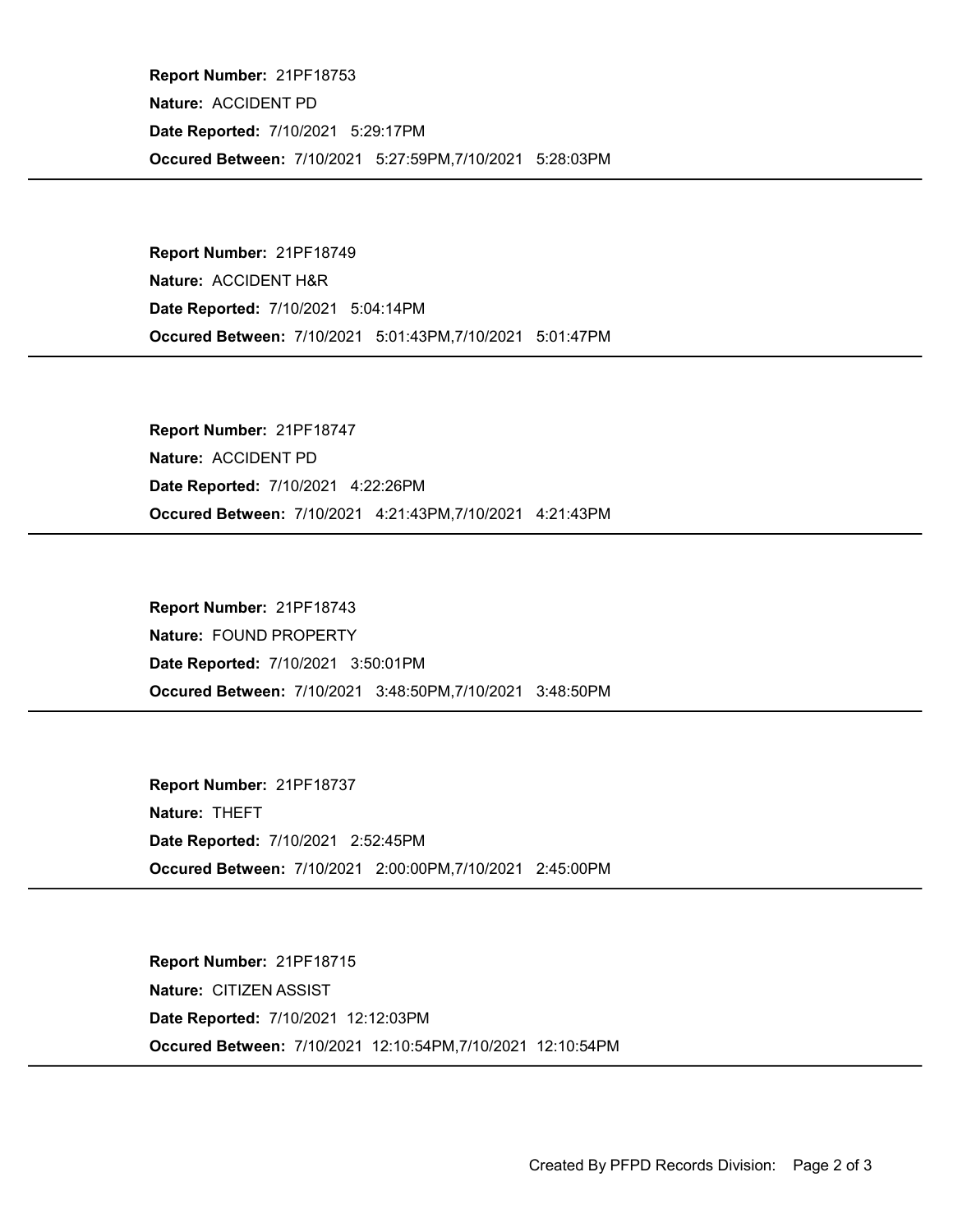**Report Number:** 21PF18753
**Nature:** ACCIDENT PD
**Date Reported:** 7/10/2021 5:29:17PM
**Occured Between:** 7/10/2021 5:27:59PM,7/10/2021 5:28:03PM

---

**Report Number:** 21PF18749
**Nature:** ACCIDENT H&R
**Date Reported:** 7/10/2021 5:04:14PM
**Occured Between:** 7/10/2021 5:01:43PM,7/10/2021 5:01:47PM

---

**Report Number:** 21PF18747
**Nature:** ACCIDENT PD
**Date Reported:** 7/10/2021 4:22:26PM
**Occured Between:** 7/10/2021 4:21:43PM,7/10/2021 4:21:43PM

---

**Report Number:** 21PF18743
**Nature:** FOUND PROPERTY
**Date Reported:** 7/10/2021 3:50:01PM
**Occured Between:** 7/10/2021 3:48:50PM,7/10/2021 3:48:50PM

---

**Report Number:** 21PF18737
**Nature:** THEFT
**Date Reported:** 7/10/2021 2:52:45PM
**Occured Between:** 7/10/2021 2:00:00PM,7/10/2021 2:45:00PM

---

**Report Number:** 21PF18715
**Nature:** CITIZEN ASSIST
**Date Reported:** 7/10/2021 12:12:03PM
**Occured Between:** 7/10/2021 12:10:54PM,7/10/2021 12:10:54PM

---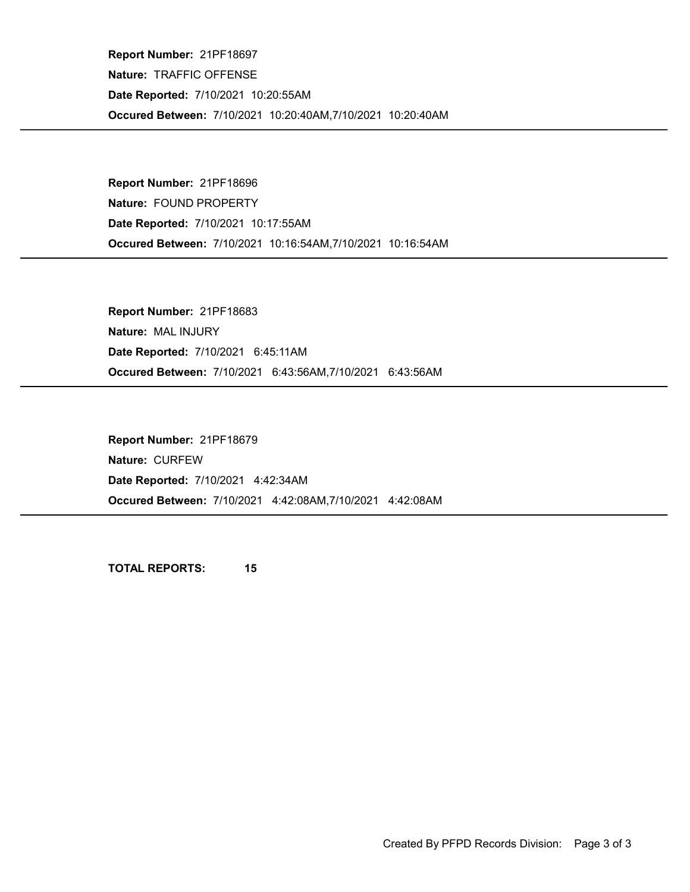**Report Number:** 21PF18697
**Nature:** TRAFFIC OFFENSE
**Date Reported:** 7/10/2021 10:20:55AM
**Occured Between:** 7/10/2021 10:20:40AM,7/10/2021 10:20:40AM

---

**Report Number:** 21PF18696
**Nature:** FOUND PROPERTY
**Date Reported:** 7/10/2021 10:17:55AM
**Occured Between:** 7/10/2021 10:16:54AM,7/10/2021 10:16:54AM

---

**Report Number:** 21PF18683
**Nature:** MAL INJURY
**Date Reported:** 7/10/2021 6:45:11AM
**Occured Between:** 7/10/2021 6:43:56AM,7/10/2021 6:43:56AM

---

**Report Number:** 21PF18679
**Nature:** CURFEW
**Date Reported:** 7/10/2021 4:42:34AM
**Occured Between:** 7/10/2021 4:42:08AM,7/10/2021 4:42:08AM

---

**TOTAL REPORTS: 15**

Created By PFPD Records Division: